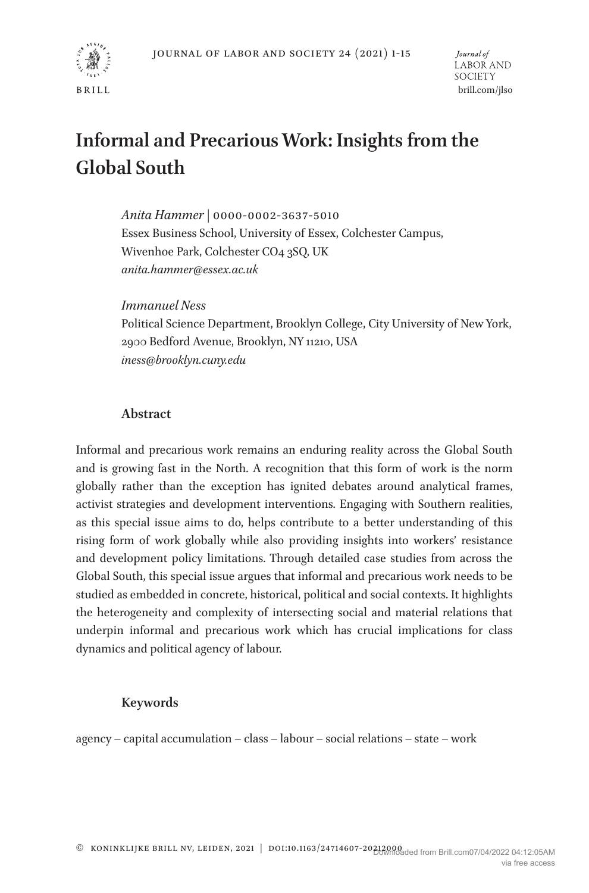# Informal and Precarious Work: Insights from the Global South

*Anita Hammer* | 0000-0002-3637-5010
Essex Business School, University of Essex, Colchester Campus, Wivenhoe Park, Colchester CO4 3SQ, UK
*anita.hammer@essex.ac.uk*

*Immanuel Ness*
Political Science Department, Brooklyn College, City University of New York, 2900 Bedford Avenue, Brooklyn, NY 11210, USA
*iness@brooklyn.cuny.edu*

## Abstract

Informal and precarious work remains an enduring reality across the Global South and is growing fast in the North. A recognition that this form of work is the norm globally rather than the exception has ignited debates around analytical frames, activist strategies and development interventions. Engaging with Southern realities, as this special issue aims to do, helps contribute to a better understanding of this rising form of work globally while also providing insights into workers' resistance and development policy limitations. Through detailed case studies from across the Global South, this special issue argues that informal and precarious work needs to be studied as embedded in concrete, historical, political and social contexts. It highlights the heterogeneity and complexity of intersecting social and material relations that underpin informal and precarious work which has crucial implications for class dynamics and political agency of labour.

## Keywords

agency – capital accumulation – class – labour – social relations – state – work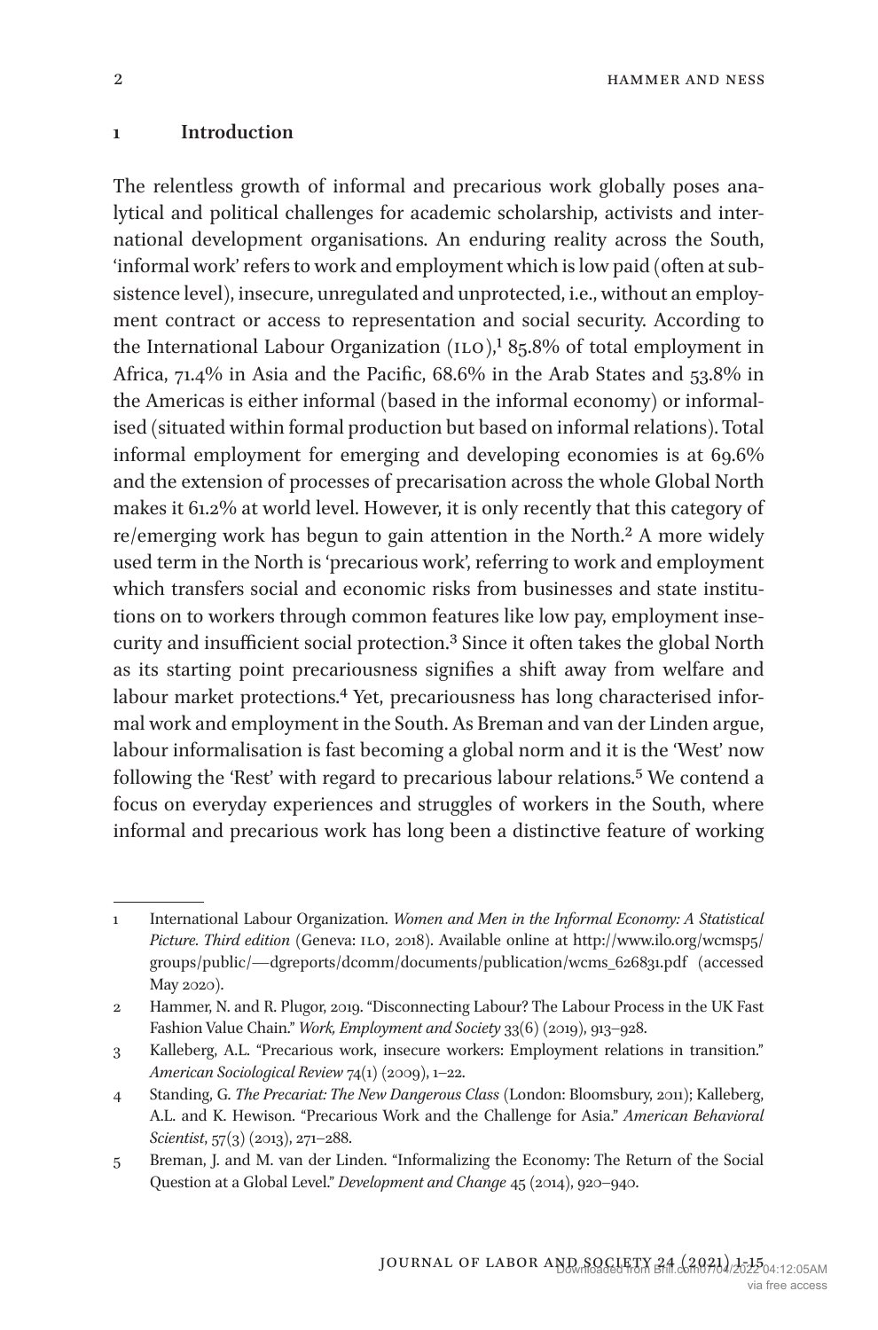## 1 Introduction

The relentless growth of informal and precarious work globally poses analytical and political challenges for academic scholarship, activists and international development organisations. An enduring reality across the South, 'informal work' refers to work and employment which is low paid (often at subsistence level), insecure, unregulated and unprotected, i.e., without an employment contract or access to representation and social security. According to the International Labour Organization (ILO),[1] 85.8% of total employment in Africa, 71.4% in Asia and the Pacific, 68.6% in the Arab States and 53.8% in the Americas is either informal (based in the informal economy) or informalised (situated within formal production but based on informal relations). Total informal employment for emerging and developing economies is at 69.6% and the extension of processes of precarisation across the whole Global North makes it 61.2% at world level. However, it is only recently that this category of re/emerging work has begun to gain attention in the North.[2] A more widely used term in the North is 'precarious work', referring to work and employment which transfers social and economic risks from businesses and state institutions on to workers through common features like low pay, employment insecurity and insufficient social protection.[3] Since it often takes the global North as its starting point precariousness signifies a shift away from welfare and labour market protections.[4] Yet, precariousness has long characterised informal work and employment in the South. As Breman and van der Linden argue, labour informalisation is fast becoming a global norm and it is the 'West' now following the 'Rest' with regard to precarious labour relations.[5] We contend a focus on everyday experiences and struggles of workers in the South, where informal and precarious work has long been a distinctive feature of working

---

1 International Labour Organization. *Women and Men in the Informal Economy: A Statistical Picture. Third edition* (Geneva: ILO, 2018). Available online at http://www.ilo.org/wcmsp5/groups/public/---dgreports/dcomm/documents/publication/wcms_626831.pdf (accessed May 2020).

2 Hammer, N. and R. Plugor, 2019. "Disconnecting Labour? The Labour Process in the UK Fast Fashion Value Chain." *Work, Employment and Society* 33(6) (2019), 913–928.

3 Kalleberg, A.L. "Precarious work, insecure workers: Employment relations in transition." *American Sociological Review* 74(1) (2009), 1–22.

4 Standing, G. *The Precariat: The New Dangerous Class* (London: Bloomsbury, 2011); Kalleberg, A.L. and K. Hewison. "Precarious Work and the Challenge for Asia." *American Behavioral Scientist*, 57(3) (2013), 271–288.

5 Breman, J. and M. van der Linden. "Informalizing the Economy: The Return of the Social Question at a Global Level." *Development and Change* 45 (2014), 920–940.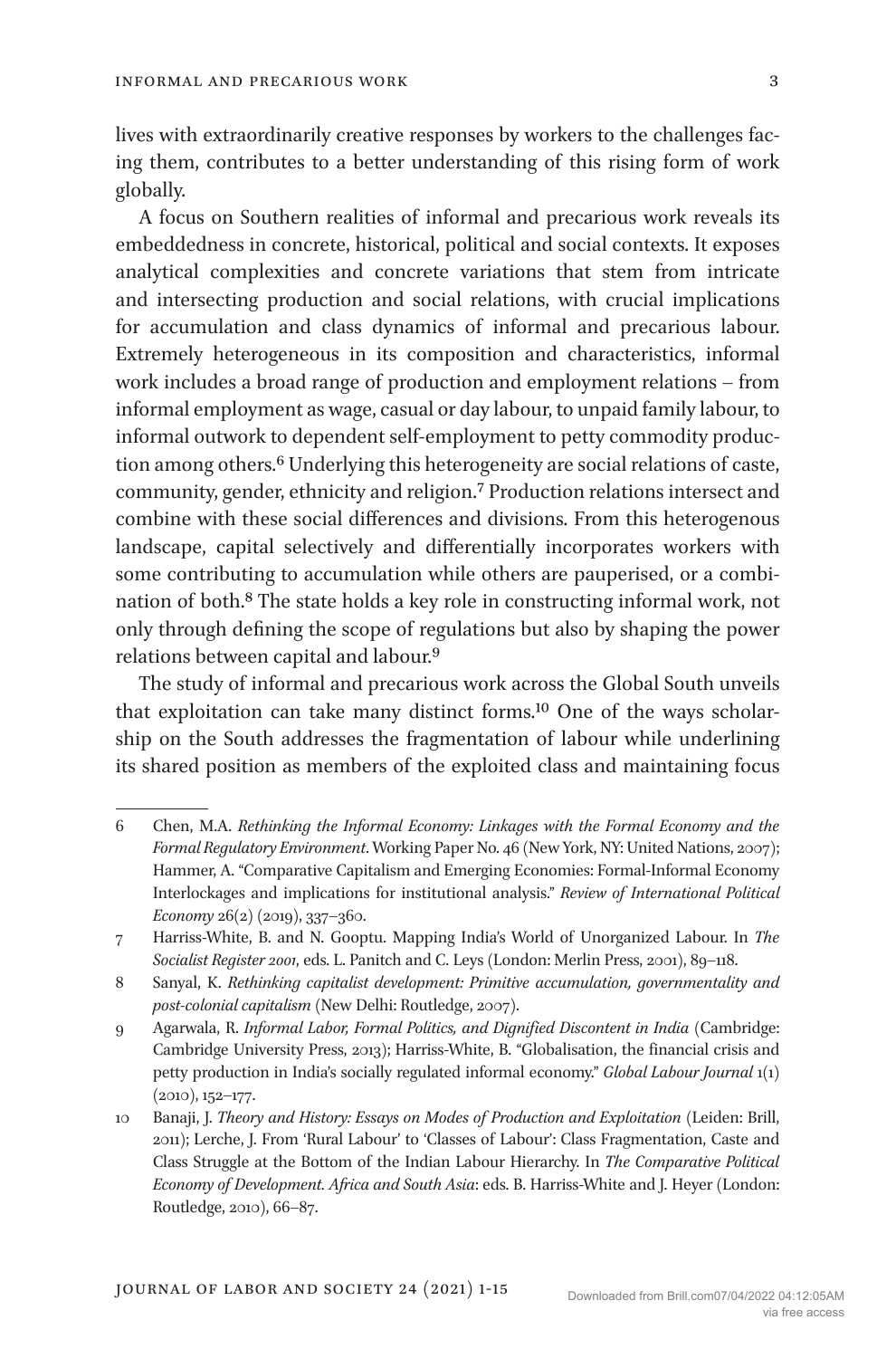lives with extraordinarily creative responses by workers to the challenges facing them, contributes to a better understanding of this rising form of work globally.

A focus on Southern realities of informal and precarious work reveals its embeddedness in concrete, historical, political and social contexts. It exposes analytical complexities and concrete variations that stem from intricate and intersecting production and social relations, with crucial implications for accumulation and class dynamics of informal and precarious labour. Extremely heterogeneous in its composition and characteristics, informal work includes a broad range of production and employment relations – from informal employment as wage, casual or day labour, to unpaid family labour, to informal outwork to dependent self-employment to petty commodity production among others.[6] Underlying this heterogeneity are social relations of caste, community, gender, ethnicity and religion.[7] Production relations intersect and combine with these social differences and divisions. From this heterogenous landscape, capital selectively and differentially incorporates workers with some contributing to accumulation while others are pauperised, or a combination of both.[8] The state holds a key role in constructing informal work, not only through defining the scope of regulations but also by shaping the power relations between capital and labour.[9]

The study of informal and precarious work across the Global South unveils that exploitation can take many distinct forms.[10] One of the ways scholarship on the South addresses the fragmentation of labour while underlining its shared position as members of the exploited class and maintaining focus

---

6 Chen, M.A. *Rethinking the Informal Economy: Linkages with the Formal Economy and the Formal Regulatory Environment*. Working Paper No. 46 (New York, NY: United Nations, 2007); Hammer, A. "Comparative Capitalism and Emerging Economies: Formal-Informal Economy Interlockages and implications for institutional analysis." *Review of International Political Economy* 26(2) (2019), 337–360.

7 Harriss-White, B. and N. Gooptu. Mapping India's World of Unorganized Labour. In *The Socialist Register 2001*, eds. L. Panitch and C. Leys (London: Merlin Press, 2001), 89–118.

8 Sanyal, K. *Rethinking capitalist development: Primitive accumulation, governmentality and post-colonial capitalism* (New Delhi: Routledge, 2007).

9 Agarwala, R. *Informal Labor, Formal Politics, and Dignified Discontent in India* (Cambridge: Cambridge University Press, 2013); Harriss-White, B. "Globalisation, the financial crisis and petty production in India's socially regulated informal economy." *Global Labour Journal* 1(1) (2010), 152–177.

10 Banaji, J. *Theory and History: Essays on Modes of Production and Exploitation* (Leiden: Brill, 2011); Lerche, J. From 'Rural Labour' to 'Classes of Labour': Class Fragmentation, Caste and Class Struggle at the Bottom of the Indian Labour Hierarchy. In *The Comparative Political Economy of Development. Africa and South Asia*: eds. B. Harriss-White and J. Heyer (London: Routledge, 2010), 66–87.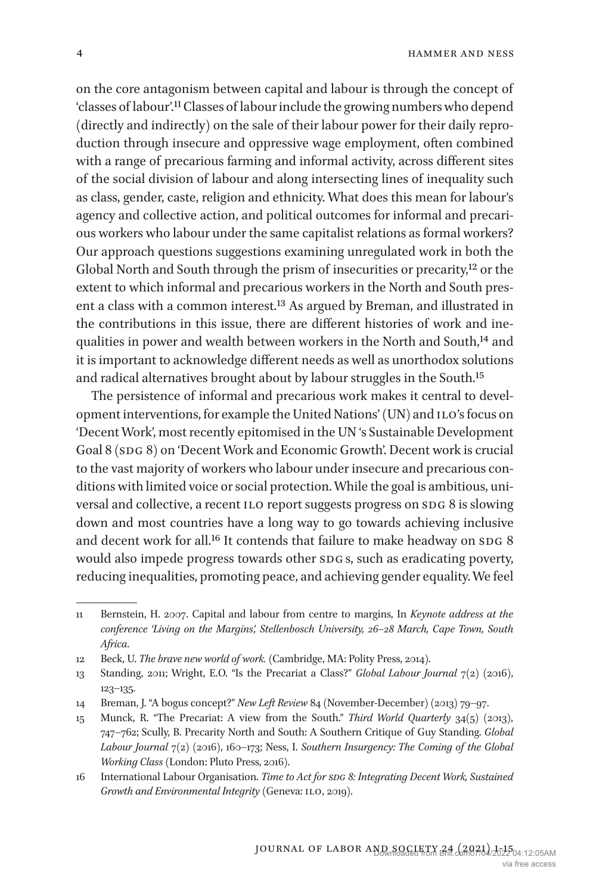on the core antagonism between capital and labour is through the concept of 'classes of labour'.[11] Classes of labour include the growing numbers who depend (directly and indirectly) on the sale of their labour power for their daily reproduction through insecure and oppressive wage employment, often combined with a range of precarious farming and informal activity, across different sites of the social division of labour and along intersecting lines of inequality such as class, gender, caste, religion and ethnicity. What does this mean for labour's agency and collective action, and political outcomes for informal and precarious workers who labour under the same capitalist relations as formal workers? Our approach questions suggestions examining unregulated work in both the Global North and South through the prism of insecurities or precarity,[12] or the extent to which informal and precarious workers in the North and South present a class with a common interest.[13] As argued by Breman, and illustrated in the contributions in this issue, there are different histories of work and inequalities in power and wealth between workers in the North and South,[14] and it is important to acknowledge different needs as well as unorthodox solutions and radical alternatives brought about by labour struggles in the South.[15]

The persistence of informal and precarious work makes it central to development interventions, for example the United Nations' (UN) and ILO's focus on 'Decent Work', most recently epitomised in the UN 's Sustainable Development Goal 8 (SDG 8) on 'Decent Work and Economic Growth'. Decent work is crucial to the vast majority of workers who labour under insecure and precarious conditions with limited voice or social protection. While the goal is ambitious, universal and collective, a recent ILO report suggests progress on SDG 8 is slowing down and most countries have a long way to go towards achieving inclusive and decent work for all.[16] It contends that failure to make headway on SDG 8 would also impede progress towards other SDG s, such as eradicating poverty, reducing inequalities, promoting peace, and achieving gender equality. We feel

---

11 Bernstein, H. 2007. Capital and labour from centre to margins, In *Keynote address at the conference 'Living on the Margins', Stellenbosch University, 26–28 March, Cape Town, South Africa*.

12 Beck, U. *The brave new world of work.* (Cambridge, MA: Polity Press, 2014).

13 Standing, 2011; Wright, E.O. "Is the Precariat a Class?" *Global Labour Journal* 7(2) (2016), 123–135.

14 Breman, J. "A bogus concept?" *New Left Review* 84 (November-December) (2013) 79–97.

15 Munck, R. "The Precariat: A view from the South." *Third World Quarterly* 34(5) (2013), 747–762; Scully, B. Precarity North and South: A Southern Critique of Guy Standing. *Global Labour Journal* 7(2) (2016), 160–173; Ness, I. *Southern Insurgency: The Coming of the Global Working Class* (London: Pluto Press, 2016).

16 International Labour Organisation. *Time to Act for SDG 8: Integrating Decent Work, Sustained Growth and Environmental Integrity* (Geneva: ILO, 2019).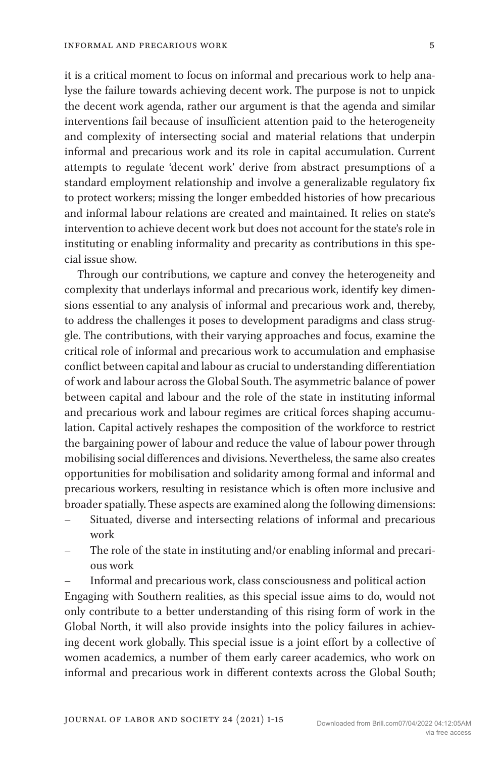it is a critical moment to focus on informal and precarious work to help analyse the failure towards achieving decent work. The purpose is not to unpick the decent work agenda, rather our argument is that the agenda and similar interventions fail because of insufficient attention paid to the heterogeneity and complexity of intersecting social and material relations that underpin informal and precarious work and its role in capital accumulation. Current attempts to regulate 'decent work' derive from abstract presumptions of a standard employment relationship and involve a generalizable regulatory fix to protect workers; missing the longer embedded histories of how precarious and informal labour relations are created and maintained. It relies on state's intervention to achieve decent work but does not account for the state's role in instituting or enabling informality and precarity as contributions in this special issue show.

Through our contributions, we capture and convey the heterogeneity and complexity that underlays informal and precarious work, identify key dimensions essential to any analysis of informal and precarious work and, thereby, to address the challenges it poses to development paradigms and class struggle. The contributions, with their varying approaches and focus, examine the critical role of informal and precarious work to accumulation and emphasise conflict between capital and labour as crucial to understanding differentiation of work and labour across the Global South. The asymmetric balance of power between capital and labour and the role of the state in instituting informal and precarious work and labour regimes are critical forces shaping accumulation. Capital actively reshapes the composition of the workforce to restrict the bargaining power of labour and reduce the value of labour power through mobilising social differences and divisions. Nevertheless, the same also creates opportunities for mobilisation and solidarity among formal and informal and precarious workers, resulting in resistance which is often more inclusive and broader spatially. These aspects are examined along the following dimensions:

- Situated, diverse and intersecting relations of informal and precarious work
- The role of the state in instituting and/or enabling informal and precarious work
- Informal and precarious work, class consciousness and political action

Engaging with Southern realities, as this special issue aims to do, would not only contribute to a better understanding of this rising form of work in the Global North, it will also provide insights into the policy failures in achieving decent work globally. This special issue is a joint effort by a collective of women academics, a number of them early career academics, who work on informal and precarious work in different contexts across the Global South;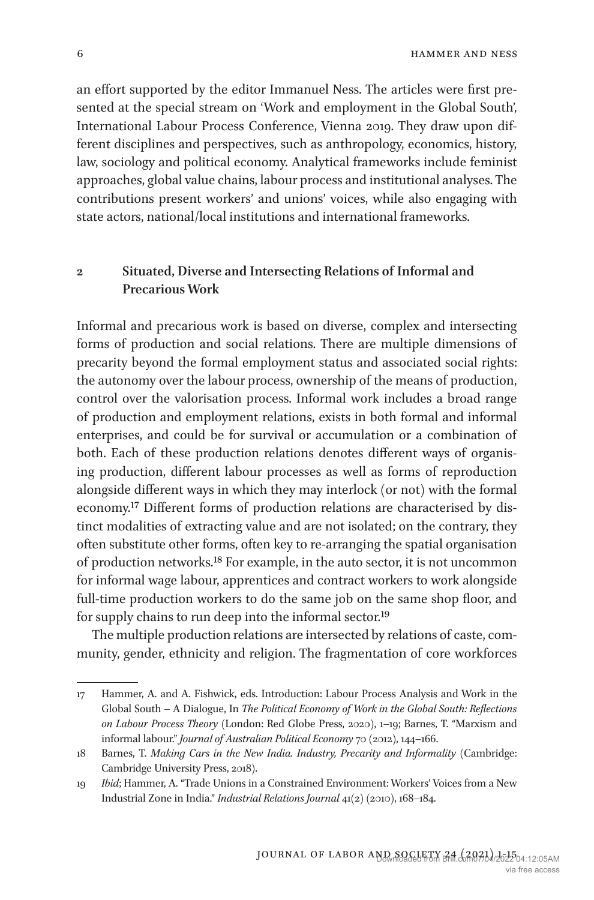an effort supported by the editor Immanuel Ness. The articles were first presented at the special stream on 'Work and employment in the Global South', International Labour Process Conference, Vienna 2019. They draw upon different disciplines and perspectives, such as anthropology, economics, history, law, sociology and political economy. Analytical frameworks include feminist approaches, global value chains, labour process and institutional analyses. The contributions present workers' and unions' voices, while also engaging with state actors, national/local institutions and international frameworks.

## 2 Situated, Diverse and Intersecting Relations of Informal and Precarious Work

Informal and precarious work is based on diverse, complex and intersecting forms of production and social relations. There are multiple dimensions of precarity beyond the formal employment status and associated social rights: the autonomy over the labour process, ownership of the means of production, control over the valorisation process. Informal work includes a broad range of production and employment relations, exists in both formal and informal enterprises, and could be for survival or accumulation or a combination of both. Each of these production relations denotes different ways of organising production, different labour processes as well as forms of reproduction alongside different ways in which they may interlock (or not) with the formal economy.[17] Different forms of production relations are characterised by distinct modalities of extracting value and are not isolated; on the contrary, they often substitute other forms, often key to re-arranging the spatial organisation of production networks.[18] For example, in the auto sector, it is not uncommon for informal wage labour, apprentices and contract workers to work alongside full-time production workers to do the same job on the same shop floor, and for supply chains to run deep into the informal sector.[19]

The multiple production relations are intersected by relations of caste, community, gender, ethnicity and religion. The fragmentation of core workforces

---

17 Hammer, A. and A. Fishwick, eds. Introduction: Labour Process Analysis and Work in the Global South – A Dialogue, In *The Political Economy of Work in the Global South: Reflections on Labour Process Theory* (London: Red Globe Press, 2020), 1–19; Barnes, T. "Marxism and informal labour." *Journal of Australian Political Economy* 70 (2012), 144–166.

18 Barnes, T. *Making Cars in the New India. Industry, Precarity and Informality* (Cambridge: Cambridge University Press, 2018).

19 *Ibid*; Hammer, A. "Trade Unions in a Constrained Environment: Workers' Voices from a New Industrial Zone in India." *Industrial Relations Journal* 41(2) (2010), 168–184.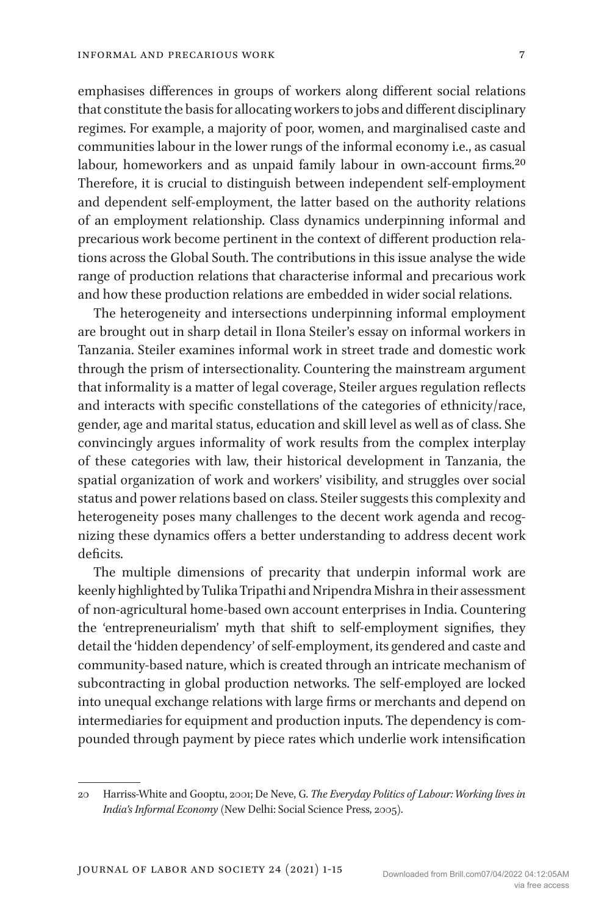emphasises differences in groups of workers along different social relations that constitute the basis for allocating workers to jobs and different disciplinary regimes. For example, a majority of poor, women, and marginalised caste and communities labour in the lower rungs of the informal economy i.e., as casual labour, homeworkers and as unpaid family labour in own-account firms.[20] Therefore, it is crucial to distinguish between independent self-employment and dependent self-employment, the latter based on the authority relations of an employment relationship. Class dynamics underpinning informal and precarious work become pertinent in the context of different production relations across the Global South. The contributions in this issue analyse the wide range of production relations that characterise informal and precarious work and how these production relations are embedded in wider social relations.

The heterogeneity and intersections underpinning informal employment are brought out in sharp detail in Ilona Steiler's essay on informal workers in Tanzania. Steiler examines informal work in street trade and domestic work through the prism of intersectionality. Countering the mainstream argument that informality is a matter of legal coverage, Steiler argues regulation reflects and interacts with specific constellations of the categories of ethnicity/race, gender, age and marital status, education and skill level as well as of class. She convincingly argues informality of work results from the complex interplay of these categories with law, their historical development in Tanzania, the spatial organization of work and workers' visibility, and struggles over social status and power relations based on class. Steiler suggests this complexity and heterogeneity poses many challenges to the decent work agenda and recognizing these dynamics offers a better understanding to address decent work deficits.

The multiple dimensions of precarity that underpin informal work are keenly highlighted by Tulika Tripathi and Nripendra Mishra in their assessment of non-agricultural home-based own account enterprises in India. Countering the 'entrepreneurialism' myth that shift to self-employment signifies, they detail the 'hidden dependency' of self-employment, its gendered and caste and community-based nature, which is created through an intricate mechanism of subcontracting in global production networks. The self-employed are locked into unequal exchange relations with large firms or merchants and depend on intermediaries for equipment and production inputs. The dependency is compounded through payment by piece rates which underlie work intensification

---

20 Harriss-White and Gooptu, 2001; De Neve, G. *The Everyday Politics of Labour: Working lives in India's Informal Economy* (New Delhi: Social Science Press, 2005).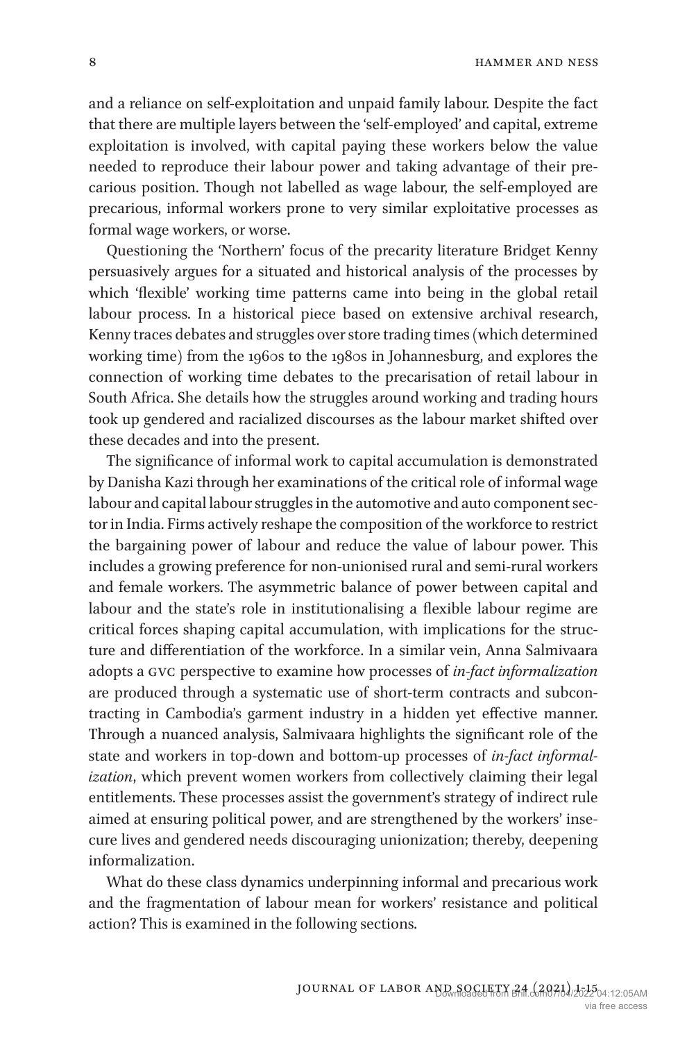and a reliance on self-exploitation and unpaid family labour. Despite the fact that there are multiple layers between the 'self-employed' and capital, extreme exploitation is involved, with capital paying these workers below the value needed to reproduce their labour power and taking advantage of their precarious position. Though not labelled as wage labour, the self-employed are precarious, informal workers prone to very similar exploitative processes as formal wage workers, or worse.

Questioning the 'Northern' focus of the precarity literature Bridget Kenny persuasively argues for a situated and historical analysis of the processes by which 'flexible' working time patterns came into being in the global retail labour process. In a historical piece based on extensive archival research, Kenny traces debates and struggles over store trading times (which determined working time) from the 1960s to the 1980s in Johannesburg, and explores the connection of working time debates to the precarisation of retail labour in South Africa. She details how the struggles around working and trading hours took up gendered and racialized discourses as the labour market shifted over these decades and into the present.

The significance of informal work to capital accumulation is demonstrated by Danisha Kazi through her examinations of the critical role of informal wage labour and capital labour struggles in the automotive and auto component sector in India. Firms actively reshape the composition of the workforce to restrict the bargaining power of labour and reduce the value of labour power. This includes a growing preference for non-unionised rural and semi-rural workers and female workers. The asymmetric balance of power between capital and labour and the state's role in institutionalising a flexible labour regime are critical forces shaping capital accumulation, with implications for the structure and differentiation of the workforce. In a similar vein, Anna Salmivaara adopts a GVC perspective to examine how processes of *in-fact informalization* are produced through a systematic use of short-term contracts and subcontracting in Cambodia's garment industry in a hidden yet effective manner. Through a nuanced analysis, Salmivaara highlights the significant role of the state and workers in top-down and bottom-up processes of *in-fact informalization*, which prevent women workers from collectively claiming their legal entitlements. These processes assist the government's strategy of indirect rule aimed at ensuring political power, and are strengthened by the workers' insecure lives and gendered needs discouraging unionization; thereby, deepening informalization.

What do these class dynamics underpinning informal and precarious work and the fragmentation of labour mean for workers' resistance and political action? This is examined in the following sections.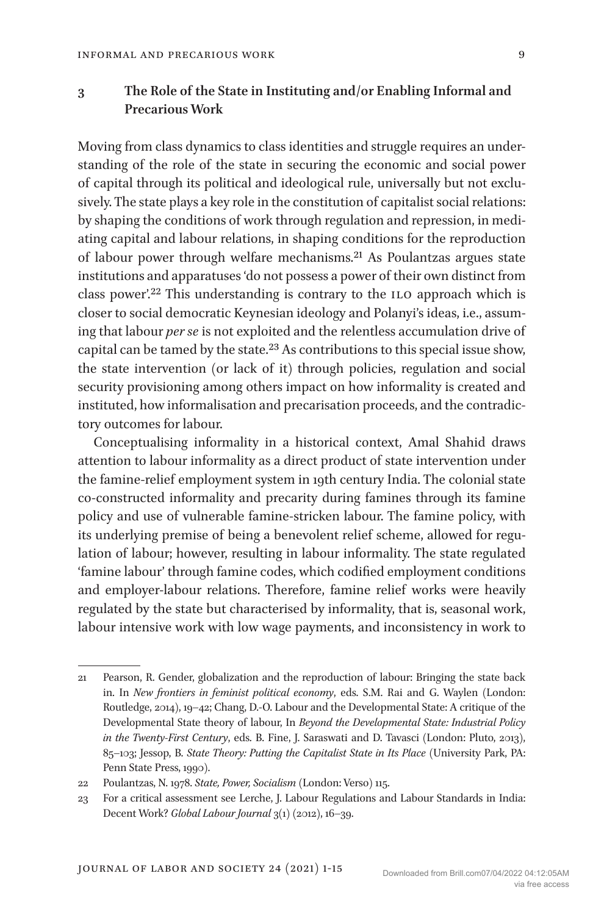## 3 The Role of the State in Instituting and/or Enabling Informal and Precarious Work

Moving from class dynamics to class identities and struggle requires an understanding of the role of the state in securing the economic and social power of capital through its political and ideological rule, universally but not exclusively. The state plays a key role in the constitution of capitalist social relations: by shaping the conditions of work through regulation and repression, in mediating capital and labour relations, in shaping conditions for the reproduction of labour power through welfare mechanisms.[21] As Poulantzas argues state institutions and apparatuses 'do not possess a power of their own distinct from class power'.[22] This understanding is contrary to the ILO approach which is closer to social democratic Keynesian ideology and Polanyi's ideas, i.e., assuming that labour *per se* is not exploited and the relentless accumulation drive of capital can be tamed by the state.[23] As contributions to this special issue show, the state intervention (or lack of it) through policies, regulation and social security provisioning among others impact on how informality is created and instituted, how informalisation and precarisation proceeds, and the contradictory outcomes for labour.

Conceptualising informality in a historical context, Amal Shahid draws attention to labour informality as a direct product of state intervention under the famine-relief employment system in 19th century India. The colonial state co-constructed informality and precarity during famines through its famine policy and use of vulnerable famine-stricken labour. The famine policy, with its underlying premise of being a benevolent relief scheme, allowed for regulation of labour; however, resulting in labour informality. The state regulated 'famine labour' through famine codes, which codified employment conditions and employer-labour relations. Therefore, famine relief works were heavily regulated by the state but characterised by informality, that is, seasonal work, labour intensive work with low wage payments, and inconsistency in work to

---

21 Pearson, R. Gender, globalization and the reproduction of labour: Bringing the state back in. In *New frontiers in feminist political economy*, eds. S.M. Rai and G. Waylen (London: Routledge, 2014), 19–42; Chang, D.-O. Labour and the Developmental State: A critique of the Developmental State theory of labour, In *Beyond the Developmental State: Industrial Policy in the Twenty-First Century*, eds. B. Fine, J. Saraswati and D. Tavasci (London: Pluto, 2013), 85–103; Jessop, B. *State Theory: Putting the Capitalist State in Its Place* (University Park, PA: Penn State Press, 1990).

22 Poulantzas, N. 1978. *State, Power, Socialism* (London: Verso) 115.

23 For a critical assessment see Lerche, J. Labour Regulations and Labour Standards in India: Decent Work? *Global Labour Journal* 3(1) (2012), 16–39.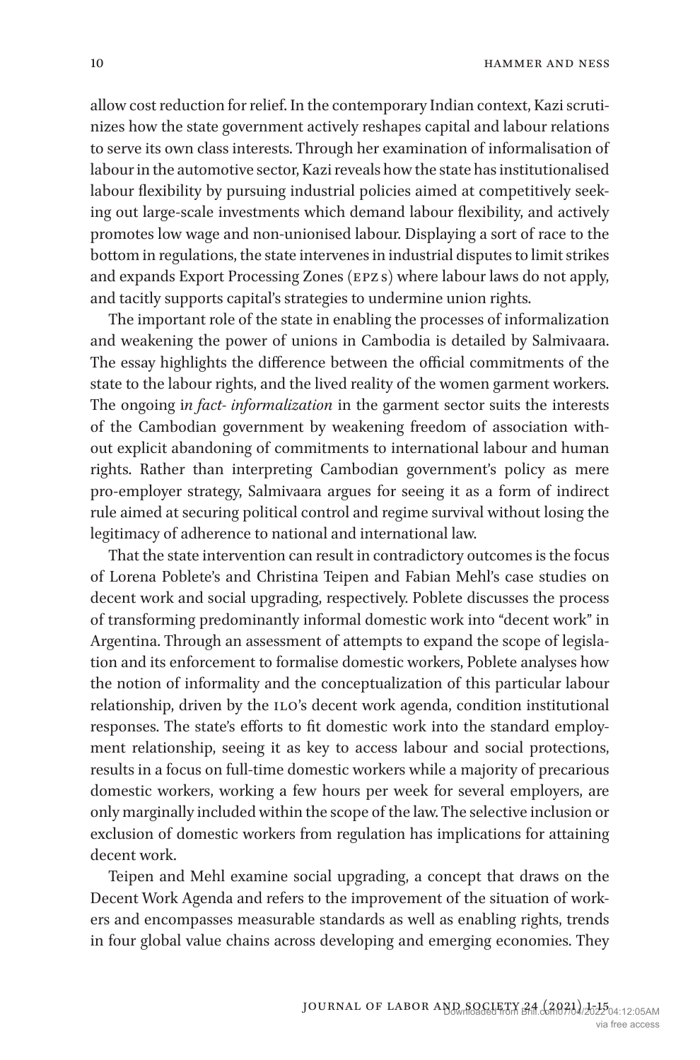allow cost reduction for relief. In the contemporary Indian context, Kazi scrutinizes how the state government actively reshapes capital and labour relations to serve its own class interests. Through her examination of informalisation of labour in the automotive sector, Kazi reveals how the state has institutionalised labour flexibility by pursuing industrial policies aimed at competitively seeking out large-scale investments which demand labour flexibility, and actively promotes low wage and non-unionised labour. Displaying a sort of race to the bottom in regulations, the state intervenes in industrial disputes to limit strikes and expands Export Processing Zones (EPZs) where labour laws do not apply, and tacitly supports capital's strategies to undermine union rights.

The important role of the state in enabling the processes of informalization and weakening the power of unions in Cambodia is detailed by Salmivaara. The essay highlights the difference between the official commitments of the state to the labour rights, and the lived reality of the women garment workers. The ongoing i*n fact- informalization* in the garment sector suits the interests of the Cambodian government by weakening freedom of association without explicit abandoning of commitments to international labour and human rights. Rather than interpreting Cambodian government's policy as mere pro-employer strategy, Salmivaara argues for seeing it as a form of indirect rule aimed at securing political control and regime survival without losing the legitimacy of adherence to national and international law.

That the state intervention can result in contradictory outcomes is the focus of Lorena Poblete's and Christina Teipen and Fabian Mehl's case studies on decent work and social upgrading, respectively. Poblete discusses the process of transforming predominantly informal domestic work into "decent work" in Argentina. Through an assessment of attempts to expand the scope of legislation and its enforcement to formalise domestic workers, Poblete analyses how the notion of informality and the conceptualization of this particular labour relationship, driven by the ILO's decent work agenda, condition institutional responses. The state's efforts to fit domestic work into the standard employment relationship, seeing it as key to access labour and social protections, results in a focus on full-time domestic workers while a majority of precarious domestic workers, working a few hours per week for several employers, are only marginally included within the scope of the law. The selective inclusion or exclusion of domestic workers from regulation has implications for attaining decent work.

Teipen and Mehl examine social upgrading, a concept that draws on the Decent Work Agenda and refers to the improvement of the situation of workers and encompasses measurable standards as well as enabling rights, trends in four global value chains across developing and emerging economies. They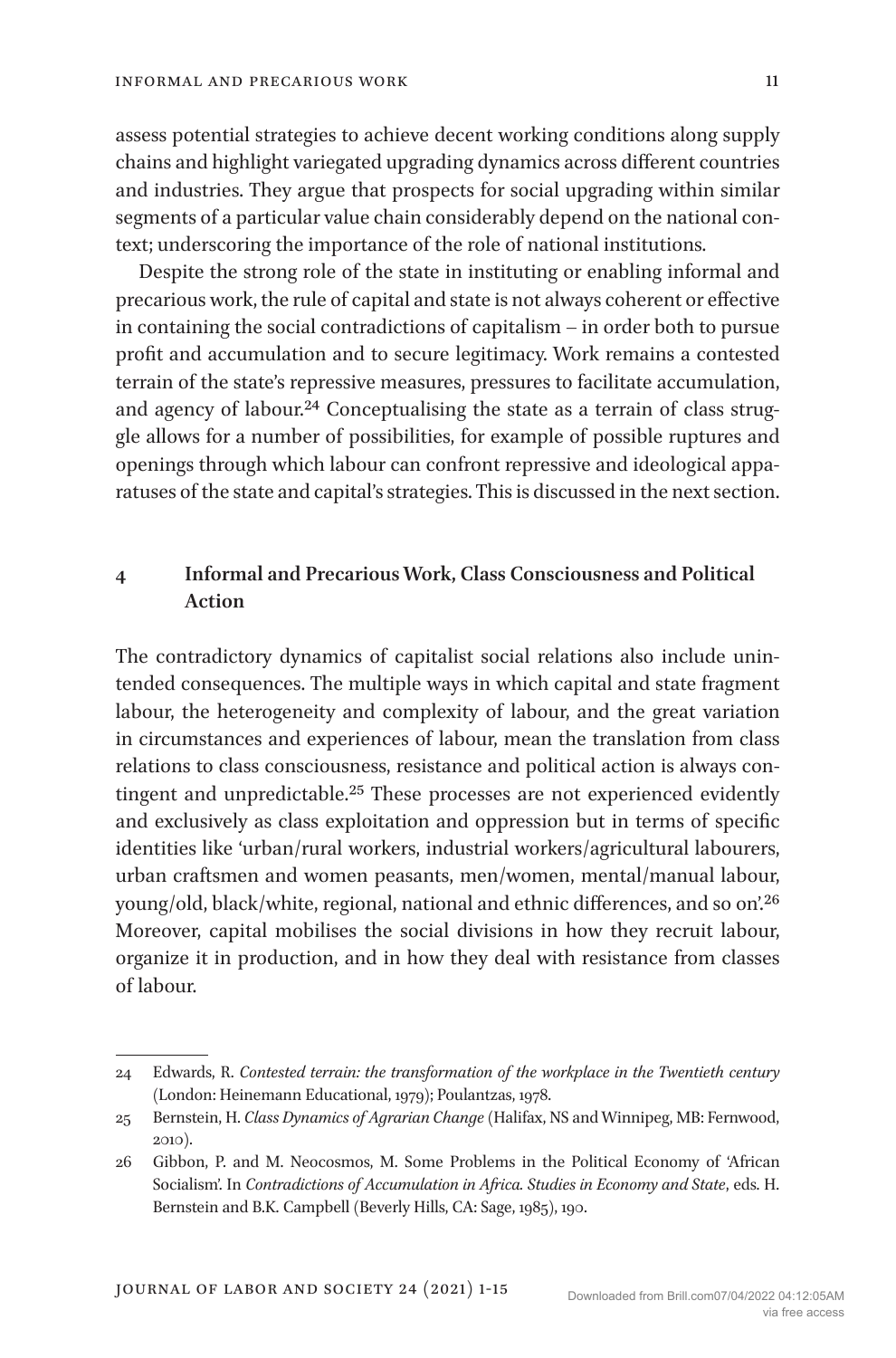assess potential strategies to achieve decent working conditions along supply chains and highlight variegated upgrading dynamics across different countries and industries. They argue that prospects for social upgrading within similar segments of a particular value chain considerably depend on the national context; underscoring the importance of the role of national institutions.

Despite the strong role of the state in instituting or enabling informal and precarious work, the rule of capital and state is not always coherent or effective in containing the social contradictions of capitalism – in order both to pursue profit and accumulation and to secure legitimacy. Work remains a contested terrain of the state's repressive measures, pressures to facilitate accumulation, and agency of labour.[24] Conceptualising the state as a terrain of class struggle allows for a number of possibilities, for example of possible ruptures and openings through which labour can confront repressive and ideological apparatuses of the state and capital's strategies. This is discussed in the next section.

## 4 Informal and Precarious Work, Class Consciousness and Political Action

The contradictory dynamics of capitalist social relations also include unintended consequences. The multiple ways in which capital and state fragment labour, the heterogeneity and complexity of labour, and the great variation in circumstances and experiences of labour, mean the translation from class relations to class consciousness, resistance and political action is always contingent and unpredictable.[25] These processes are not experienced evidently and exclusively as class exploitation and oppression but in terms of specific identities like 'urban/rural workers, industrial workers/agricultural labourers, urban craftsmen and women peasants, men/women, mental/manual labour, young/old, black/white, regional, national and ethnic differences, and so on'.[26] Moreover, capital mobilises the social divisions in how they recruit labour, organize it in production, and in how they deal with resistance from classes of labour.

---

24 Edwards, R. *Contested terrain: the transformation of the workplace in the Twentieth century* (London: Heinemann Educational, 1979); Poulantzas, 1978.

25 Bernstein, H. *Class Dynamics of Agrarian Change* (Halifax, NS and Winnipeg, MB: Fernwood, 2010).

26 Gibbon, P. and M. Neocosmos, M. Some Problems in the Political Economy of 'African Socialism'. In *Contradictions of Accumulation in Africa. Studies in Economy and State*, eds. H. Bernstein and B.K. Campbell (Beverly Hills, CA: Sage, 1985), 190.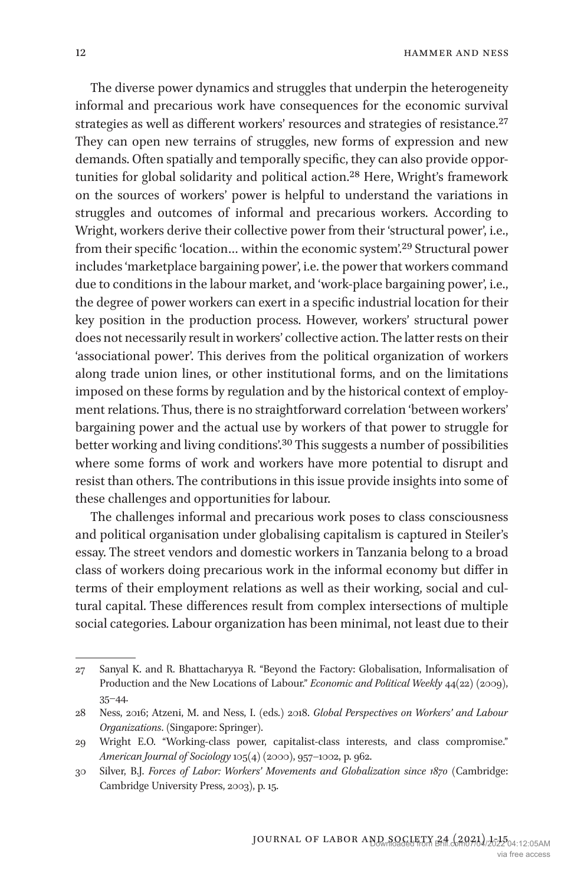The diverse power dynamics and struggles that underpin the heterogeneity informal and precarious work have consequences for the economic survival strategies as well as different workers' resources and strategies of resistance.[27] They can open new terrains of struggles, new forms of expression and new demands. Often spatially and temporally specific, they can also provide opportunities for global solidarity and political action.[28] Here, Wright's framework on the sources of workers' power is helpful to understand the variations in struggles and outcomes of informal and precarious workers. According to Wright, workers derive their collective power from their 'structural power', i.e., from their specific 'location… within the economic system'.[29] Structural power includes 'marketplace bargaining power', i.e. the power that workers command due to conditions in the labour market, and 'work-place bargaining power', i.e., the degree of power workers can exert in a specific industrial location for their key position in the production process. However, workers' structural power does not necessarily result in workers' collective action. The latter rests on their 'associational power'. This derives from the political organization of workers along trade union lines, or other institutional forms, and on the limitations imposed on these forms by regulation and by the historical context of employment relations. Thus, there is no straightforward correlation 'between workers' bargaining power and the actual use by workers of that power to struggle for better working and living conditions'.[30] This suggests a number of possibilities where some forms of work and workers have more potential to disrupt and resist than others. The contributions in this issue provide insights into some of these challenges and opportunities for labour.

The challenges informal and precarious work poses to class consciousness and political organisation under globalising capitalism is captured in Steiler's essay. The street vendors and domestic workers in Tanzania belong to a broad class of workers doing precarious work in the informal economy but differ in terms of their employment relations as well as their working, social and cultural capital. These differences result from complex intersections of multiple social categories. Labour organization has been minimal, not least due to their

---

27 Sanyal K. and R. Bhattacharyya R. "Beyond the Factory: Globalisation, Informalisation of Production and the New Locations of Labour." *Economic and Political Weekly* 44(22) (2009), 35–44.

28 Ness, 2016; Atzeni, M. and Ness, I. (eds.) 2018. *Global Perspectives on Workers' and Labour Organizations*. (Singapore: Springer).

29 Wright E.O. "Working-class power, capitalist-class interests, and class compromise." *American Journal of Sociology* 105(4) (2000), 957–1002, p. 962.

30 Silver, B.J. *Forces of Labor: Workers' Movements and Globalization since 1870* (Cambridge: Cambridge University Press, 2003), p. 15.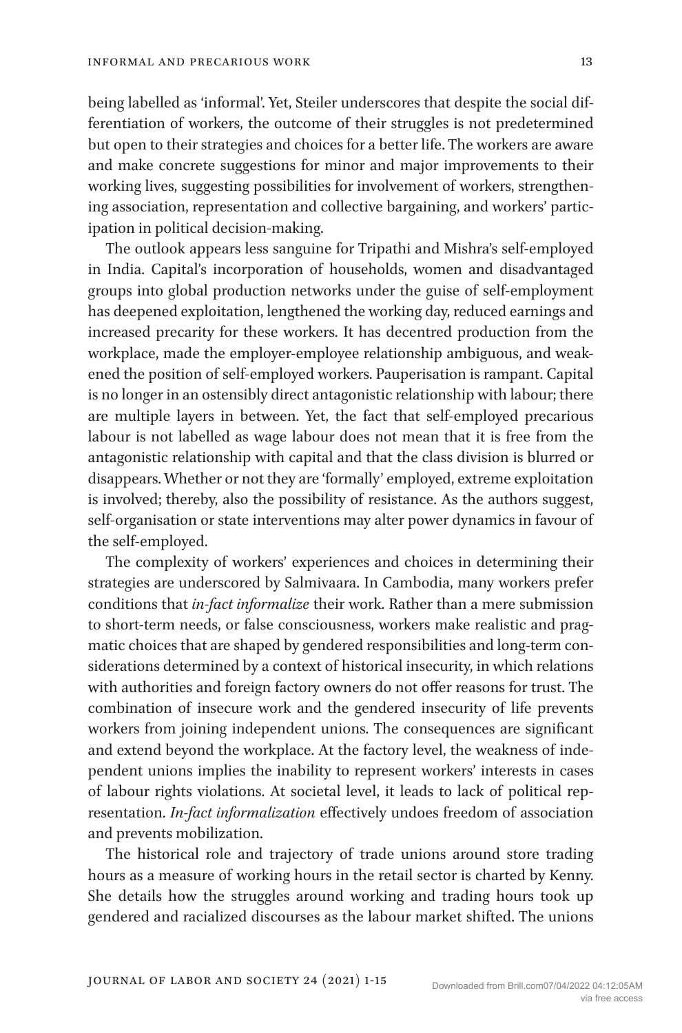being labelled as 'informal'. Yet, Steiler underscores that despite the social differentiation of workers, the outcome of their struggles is not predetermined but open to their strategies and choices for a better life. The workers are aware and make concrete suggestions for minor and major improvements to their working lives, suggesting possibilities for involvement of workers, strengthening association, representation and collective bargaining, and workers' participation in political decision-making.

The outlook appears less sanguine for Tripathi and Mishra's self-employed in India. Capital's incorporation of households, women and disadvantaged groups into global production networks under the guise of self-employment has deepened exploitation, lengthened the working day, reduced earnings and increased precarity for these workers. It has decentred production from the workplace, made the employer-employee relationship ambiguous, and weakened the position of self-employed workers. Pauperisation is rampant. Capital is no longer in an ostensibly direct antagonistic relationship with labour; there are multiple layers in between. Yet, the fact that self-employed precarious labour is not labelled as wage labour does not mean that it is free from the antagonistic relationship with capital and that the class division is blurred or disappears. Whether or not they are 'formally' employed, extreme exploitation is involved; thereby, also the possibility of resistance. As the authors suggest, self-organisation or state interventions may alter power dynamics in favour of the self-employed.

The complexity of workers' experiences and choices in determining their strategies are underscored by Salmivaara. In Cambodia, many workers prefer conditions that *in-fact informalize* their work. Rather than a mere submission to short-term needs, or false consciousness, workers make realistic and pragmatic choices that are shaped by gendered responsibilities and long-term considerations determined by a context of historical insecurity, in which relations with authorities and foreign factory owners do not offer reasons for trust. The combination of insecure work and the gendered insecurity of life prevents workers from joining independent unions. The consequences are significant and extend beyond the workplace. At the factory level, the weakness of independent unions implies the inability to represent workers' interests in cases of labour rights violations. At societal level, it leads to lack of political representation. *In-fact informalization* effectively undoes freedom of association and prevents mobilization.

The historical role and trajectory of trade unions around store trading hours as a measure of working hours in the retail sector is charted by Kenny. She details how the struggles around working and trading hours took up gendered and racialized discourses as the labour market shifted. The unions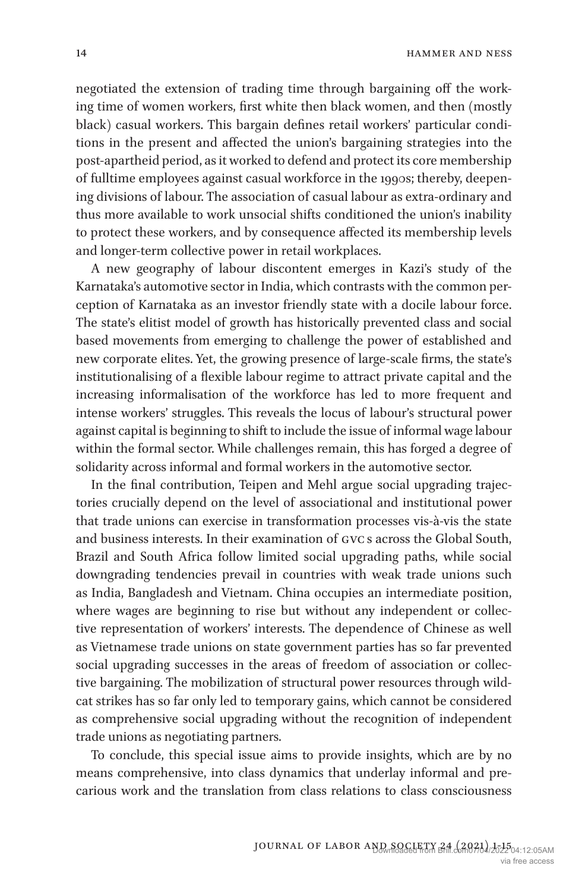negotiated the extension of trading time through bargaining off the working time of women workers, first white then black women, and then (mostly black) casual workers. This bargain defines retail workers' particular conditions in the present and affected the union's bargaining strategies into the post-apartheid period, as it worked to defend and protect its core membership of fulltime employees against casual workforce in the 1990s; thereby, deepening divisions of labour. The association of casual labour as extra-ordinary and thus more available to work unsocial shifts conditioned the union's inability to protect these workers, and by consequence affected its membership levels and longer-term collective power in retail workplaces.

A new geography of labour discontent emerges in Kazi's study of the Karnataka's automotive sector in India, which contrasts with the common perception of Karnataka as an investor friendly state with a docile labour force. The state's elitist model of growth has historically prevented class and social based movements from emerging to challenge the power of established and new corporate elites. Yet, the growing presence of large-scale firms, the state's institutionalising of a flexible labour regime to attract private capital and the increasing informalisation of the workforce has led to more frequent and intense workers' struggles. This reveals the locus of labour's structural power against capital is beginning to shift to include the issue of informal wage labour within the formal sector. While challenges remain, this has forged a degree of solidarity across informal and formal workers in the automotive sector.

In the final contribution, Teipen and Mehl argue social upgrading trajectories crucially depend on the level of associational and institutional power that trade unions can exercise in transformation processes vis-à-vis the state and business interests. In their examination of GVCs across the Global South, Brazil and South Africa follow limited social upgrading paths, while social downgrading tendencies prevail in countries with weak trade unions such as India, Bangladesh and Vietnam. China occupies an intermediate position, where wages are beginning to rise but without any independent or collective representation of workers' interests. The dependence of Chinese as well as Vietnamese trade unions on state government parties has so far prevented social upgrading successes in the areas of freedom of association or collective bargaining. The mobilization of structural power resources through wildcat strikes has so far only led to temporary gains, which cannot be considered as comprehensive social upgrading without the recognition of independent trade unions as negotiating partners.

To conclude, this special issue aims to provide insights, which are by no means comprehensive, into class dynamics that underlay informal and precarious work and the translation from class relations to class consciousness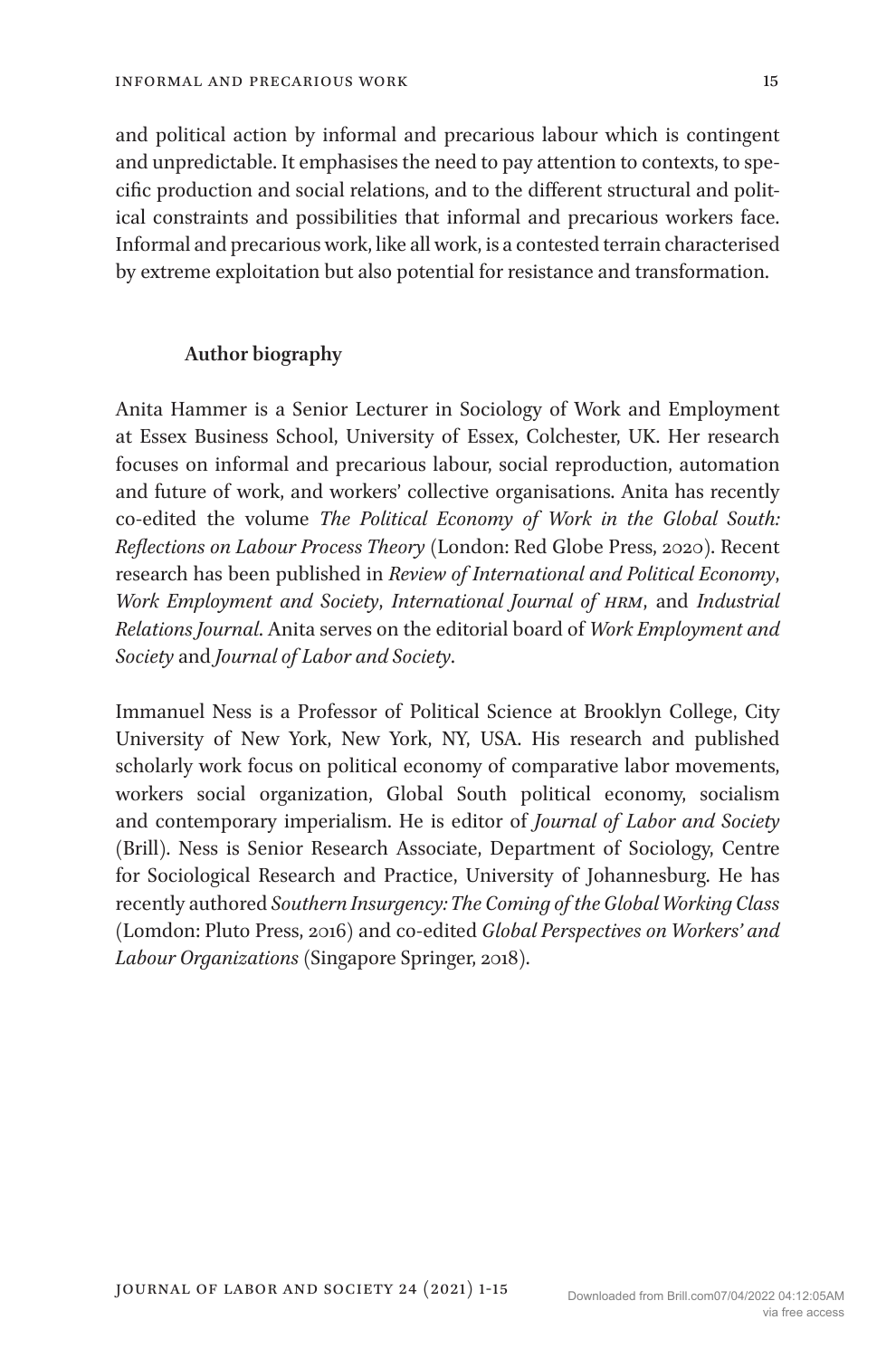and political action by informal and precarious labour which is contingent and unpredictable. It emphasises the need to pay attention to contexts, to specific production and social relations, and to the different structural and political constraints and possibilities that informal and precarious workers face. Informal and precarious work, like all work, is a contested terrain characterised by extreme exploitation but also potential for resistance and transformation.

## Author biography

Anita Hammer is a Senior Lecturer in Sociology of Work and Employment at Essex Business School, University of Essex, Colchester, UK. Her research focuses on informal and precarious labour, social reproduction, automation and future of work, and workers' collective organisations. Anita has recently co-edited the volume *The Political Economy of Work in the Global South: Reflections on Labour Process Theory* (London: Red Globe Press, 2020). Recent research has been published in *Review of International and Political Economy*, *Work Employment and Society*, *International Journal of HRM*, and *Industrial Relations Journal*. Anita serves on the editorial board of *Work Employment and Society* and *Journal of Labor and Society*.

Immanuel Ness is a Professor of Political Science at Brooklyn College, City University of New York, New York, NY, USA. His research and published scholarly work focus on political economy of comparative labor movements, workers social organization, Global South political economy, socialism and contemporary imperialism. He is editor of *Journal of Labor and Society* (Brill). Ness is Senior Research Associate, Department of Sociology, Centre for Sociological Research and Practice, University of Johannesburg. He has recently authored *Southern Insurgency: The Coming of the Global Working Class* (Lomdon: Pluto Press, 2016) and co-edited *Global Perspectives on Workers' and Labour Organizations* (Singapore Springer, 2018).